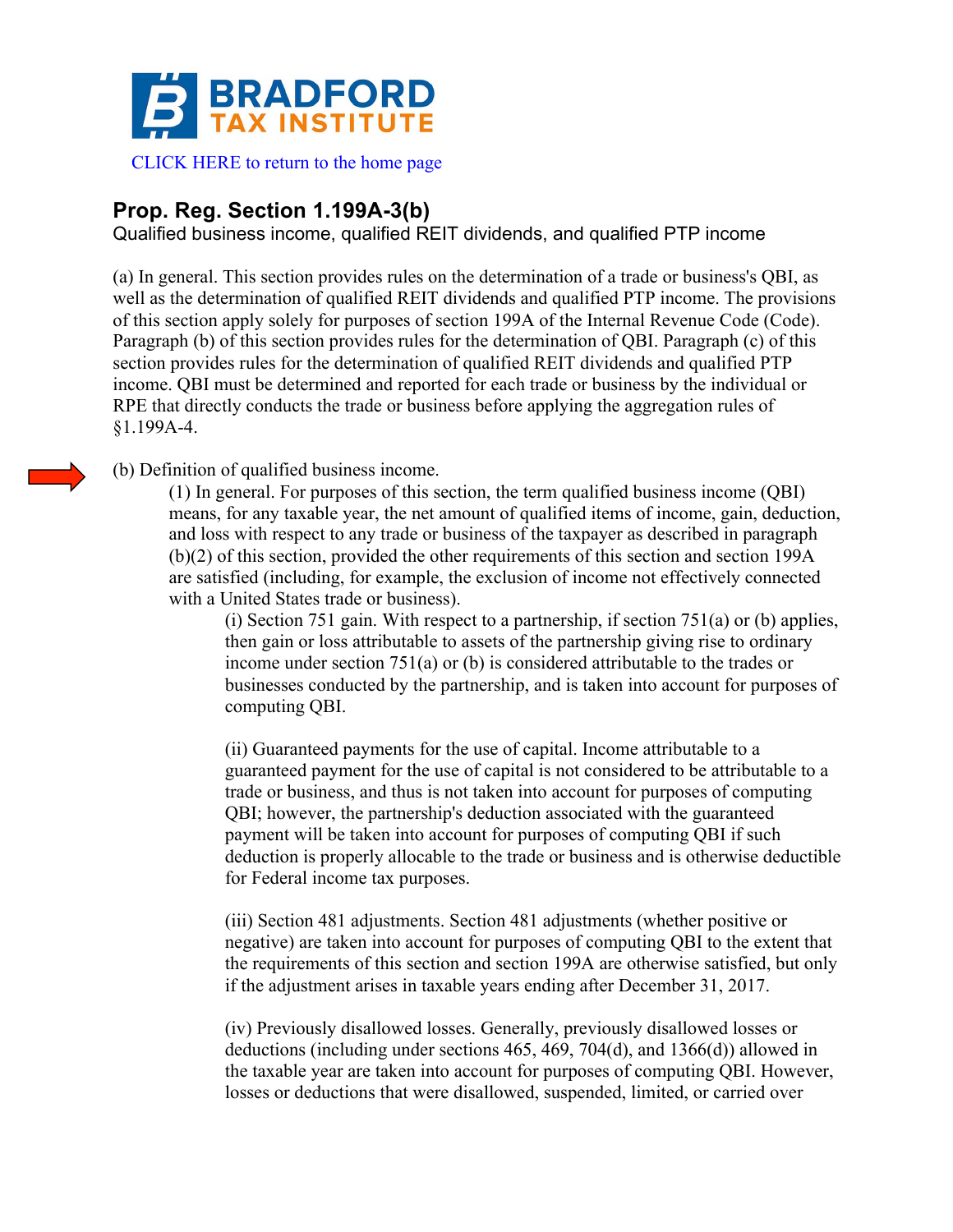**BRADFORD TAX INSTITUTE**

CLICK HERE to return to the home page

## Prop. Reg. Section 1.199A-3(b)

Qualified business income, qualified REIT dividends, and qualified PTP income

(a) In general. This section provides rules on the determination of a trade or business's QBI, as well as the determination of qualified REIT dividends and qualified PTP income. The provisions of this section apply solely for purposes of section 199A of the Internal Revenue Code (Code). Paragraph (b) of this section provides rules for the determination of QBI. Paragraph (c) of this section provides rules for the determination of qualified REIT dividends and qualified PTP income. QBI must be determined and reported for each trade or business by the individual or RPE that directly conducts the trade or business before applying the aggregation rules of §1.199A-4.

(b) Definition of qualified business income.

(1) In general. For purposes of this section, the term qualified business income (QBI) means, for any taxable year, the net amount of qualified items of income, gain, deduction, and loss with respect to any trade or business of the taxpayer as described in paragraph (b)(2) of this section, provided the other requirements of this section and section 199A are satisfied (including, for example, the exclusion of income not effectively connected with a United States trade or business).

(i) Section 751 gain. With respect to a partnership, if section 751(a) or (b) applies, then gain or loss attributable to assets of the partnership giving rise to ordinary income under section 751(a) or (b) is considered attributable to the trades or businesses conducted by the partnership, and is taken into account for purposes of computing QBI.

(ii) Guaranteed payments for the use of capital. Income attributable to a guaranteed payment for the use of capital is not considered to be attributable to a trade or business, and thus is not taken into account for purposes of computing QBI; however, the partnership's deduction associated with the guaranteed payment will be taken into account for purposes of computing QBI if such deduction is properly allocable to the trade or business and is otherwise deductible for Federal income tax purposes.

(iii) Section 481 adjustments. Section 481 adjustments (whether positive or negative) are taken into account for purposes of computing QBI to the extent that the requirements of this section and section 199A are otherwise satisfied, but only if the adjustment arises in taxable years ending after December 31, 2017.

(iv) Previously disallowed losses. Generally, previously disallowed losses or deductions (including under sections 465, 469, 704(d), and 1366(d)) allowed in the taxable year are taken into account for purposes of computing QBI. However, losses or deductions that were disallowed, suspended, limited, or carried over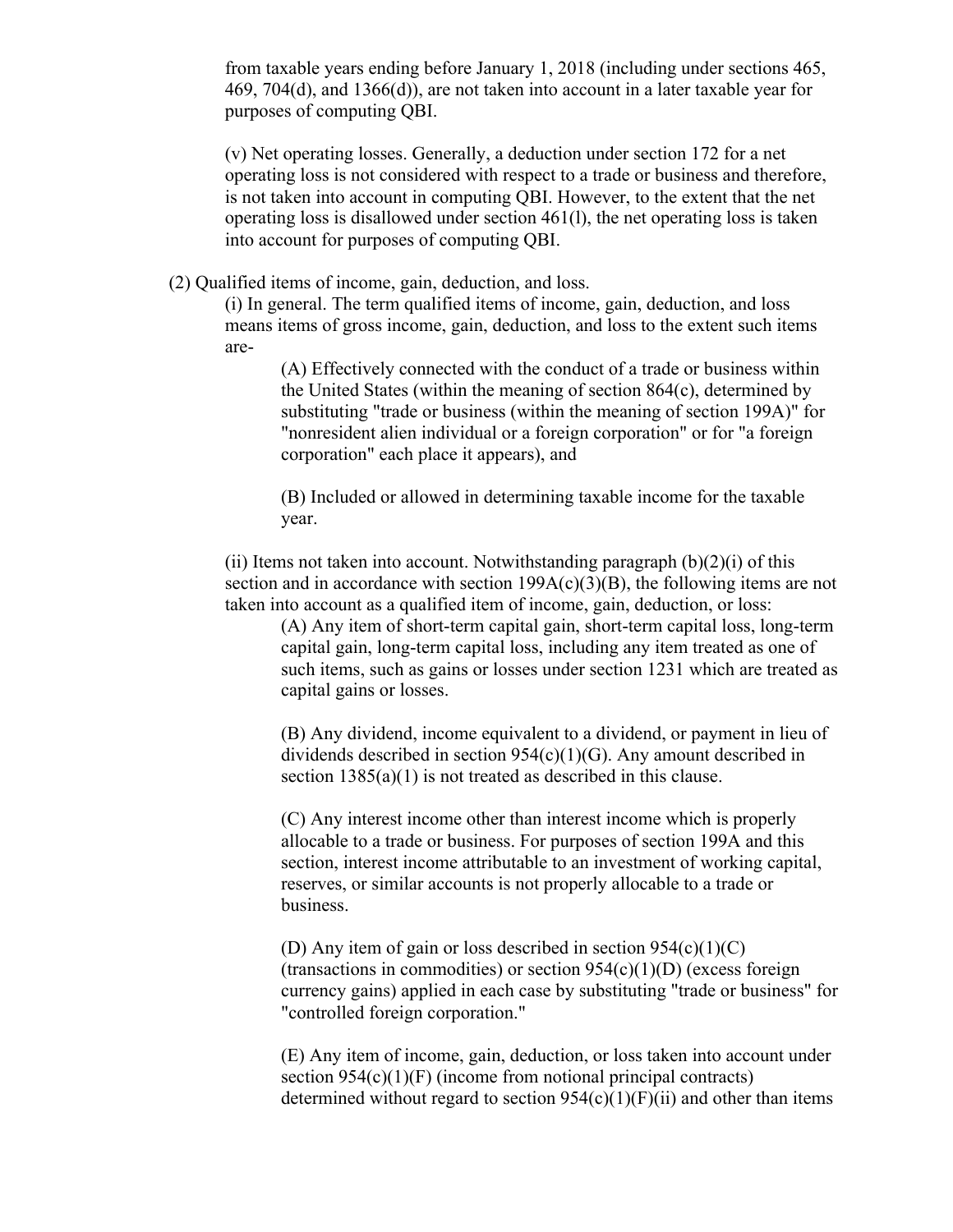from taxable years ending before January 1, 2018 (including under sections 465, 469, 704(d), and 1366(d)), are not taken into account in a later taxable year for purposes of computing QBI.

(v) Net operating losses. Generally, a deduction under section 172 for a net operating loss is not considered with respect to a trade or business and therefore, is not taken into account in computing QBI. However, to the extent that the net operating loss is disallowed under section 461(l), the net operating loss is taken into account for purposes of computing QBI.

(2) Qualified items of income, gain, deduction, and loss.

(i) In general. The term qualified items of income, gain, deduction, and loss means items of gross income, gain, deduction, and loss to the extent such items are-

(A) Effectively connected with the conduct of a trade or business within the United States (within the meaning of section 864(c), determined by substituting "trade or business (within the meaning of section 199A)" for "nonresident alien individual or a foreign corporation" or for "a foreign corporation" each place it appears), and

(B) Included or allowed in determining taxable income for the taxable year.

(ii) Items not taken into account. Notwithstanding paragraph (b)(2)(i) of this section and in accordance with section 199A(c)(3)(B), the following items are not taken into account as a qualified item of income, gain, deduction, or loss:

(A) Any item of short-term capital gain, short-term capital loss, long-term capital gain, long-term capital loss, including any item treated as one of such items, such as gains or losses under section 1231 which are treated as capital gains or losses.

(B) Any dividend, income equivalent to a dividend, or payment in lieu of dividends described in section 954(c)(1)(G). Any amount described in section 1385(a)(1) is not treated as described in this clause.

(C) Any interest income other than interest income which is properly allocable to a trade or business. For purposes of section 199A and this section, interest income attributable to an investment of working capital, reserves, or similar accounts is not properly allocable to a trade or business.

(D) Any item of gain or loss described in section 954(c)(1)(C) (transactions in commodities) or section 954(c)(1)(D) (excess foreign currency gains) applied in each case by substituting "trade or business" for "controlled foreign corporation."

(E) Any item of income, gain, deduction, or loss taken into account under section 954(c)(1)(F) (income from notional principal contracts) determined without regard to section 954(c)(1)(F)(ii) and other than items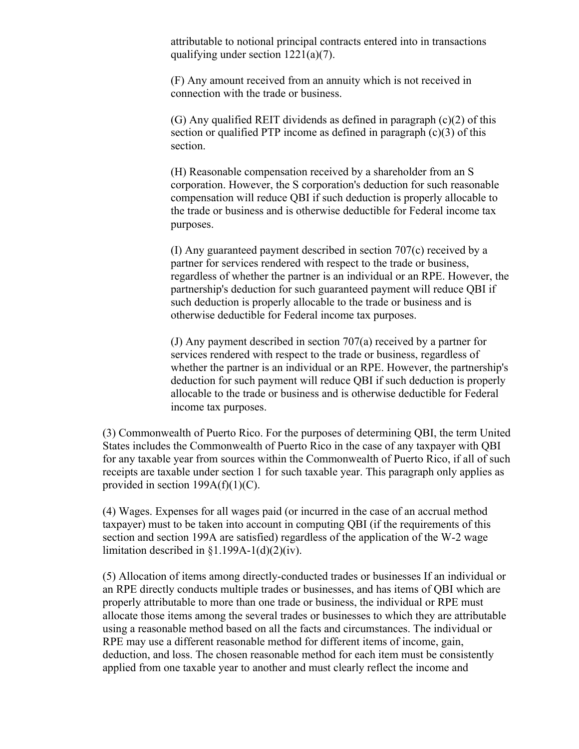attributable to notional principal contracts entered into in transactions qualifying under section 1221(a)(7).

(F) Any amount received from an annuity which is not received in connection with the trade or business.

(G) Any qualified REIT dividends as defined in paragraph (c)(2) of this section or qualified PTP income as defined in paragraph (c)(3) of this section.

(H) Reasonable compensation received by a shareholder from an S corporation. However, the S corporation's deduction for such reasonable compensation will reduce QBI if such deduction is properly allocable to the trade or business and is otherwise deductible for Federal income tax purposes.

(I) Any guaranteed payment described in section 707(c) received by a partner for services rendered with respect to the trade or business, regardless of whether the partner is an individual or an RPE. However, the partnership's deduction for such guaranteed payment will reduce QBI if such deduction is properly allocable to the trade or business and is otherwise deductible for Federal income tax purposes.

(J) Any payment described in section 707(a) received by a partner for services rendered with respect to the trade or business, regardless of whether the partner is an individual or an RPE. However, the partnership's deduction for such payment will reduce QBI if such deduction is properly allocable to the trade or business and is otherwise deductible for Federal income tax purposes.

(3) Commonwealth of Puerto Rico. For the purposes of determining QBI, the term United States includes the Commonwealth of Puerto Rico in the case of any taxpayer with QBI for any taxable year from sources within the Commonwealth of Puerto Rico, if all of such receipts are taxable under section 1 for such taxable year. This paragraph only applies as provided in section 199A(f)(1)(C).

(4) Wages. Expenses for all wages paid (or incurred in the case of an accrual method taxpayer) must to be taken into account in computing QBI (if the requirements of this section and section 199A are satisfied) regardless of the application of the W-2 wage limitation described in §1.199A-1(d)(2)(iv).

(5) Allocation of items among directly-conducted trades or businesses If an individual or an RPE directly conducts multiple trades or businesses, and has items of QBI which are properly attributable to more than one trade or business, the individual or RPE must allocate those items among the several trades or businesses to which they are attributable using a reasonable method based on all the facts and circumstances. The individual or RPE may use a different reasonable method for different items of income, gain, deduction, and loss. The chosen reasonable method for each item must be consistently applied from one taxable year to another and must clearly reflect the income and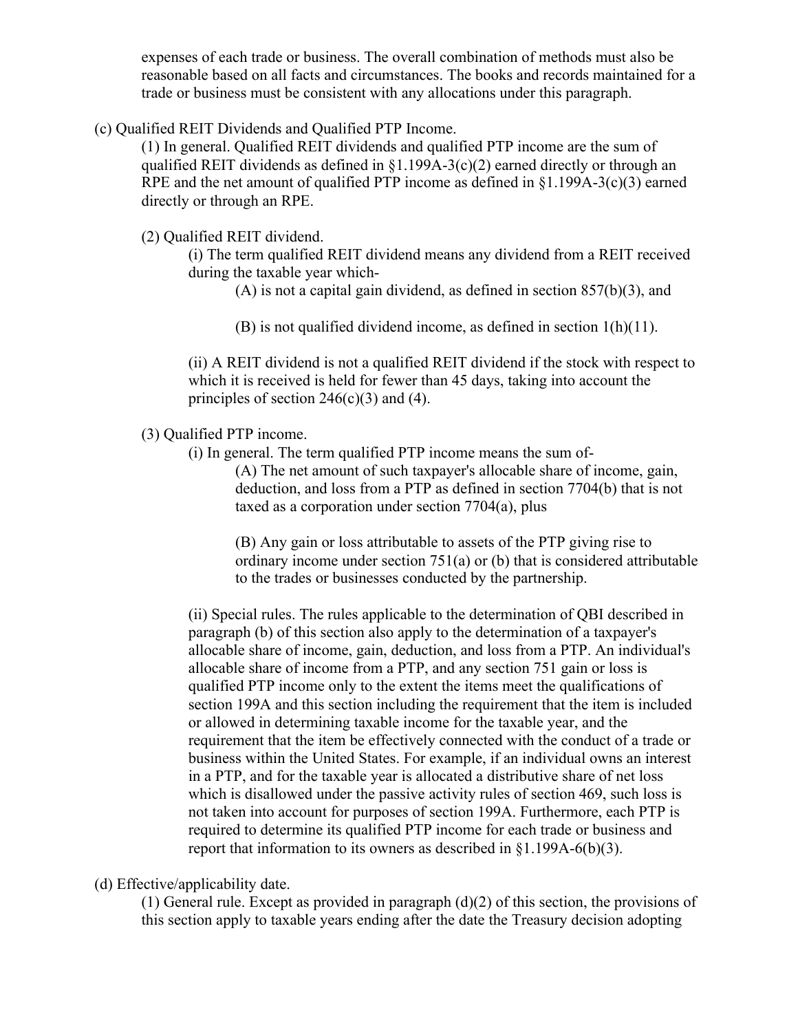expenses of each trade or business. The overall combination of methods must also be reasonable based on all facts and circumstances. The books and records maintained for a trade or business must be consistent with any allocations under this paragraph.

(c) Qualified REIT Dividends and Qualified PTP Income.

(1) In general. Qualified REIT dividends and qualified PTP income are the sum of qualified REIT dividends as defined in §1.199A-3(c)(2) earned directly or through an RPE and the net amount of qualified PTP income as defined in §1.199A-3(c)(3) earned directly or through an RPE.

(2) Qualified REIT dividend.

(i) The term qualified REIT dividend means any dividend from a REIT received during the taxable year which-

(A) is not a capital gain dividend, as defined in section 857(b)(3), and

(B) is not qualified dividend income, as defined in section 1(h)(11).

(ii) A REIT dividend is not a qualified REIT dividend if the stock with respect to which it is received is held for fewer than 45 days, taking into account the principles of section 246(c)(3) and (4).

(3) Qualified PTP income.

(i) In general. The term qualified PTP income means the sum of-

(A) The net amount of such taxpayer's allocable share of income, gain, deduction, and loss from a PTP as defined in section 7704(b) that is not taxed as a corporation under section 7704(a), plus

(B) Any gain or loss attributable to assets of the PTP giving rise to ordinary income under section 751(a) or (b) that is considered attributable to the trades or businesses conducted by the partnership.

(ii) Special rules. The rules applicable to the determination of QBI described in paragraph (b) of this section also apply to the determination of a taxpayer's allocable share of income, gain, deduction, and loss from a PTP. An individual's allocable share of income from a PTP, and any section 751 gain or loss is qualified PTP income only to the extent the items meet the qualifications of section 199A and this section including the requirement that the item is included or allowed in determining taxable income for the taxable year, and the requirement that the item be effectively connected with the conduct of a trade or business within the United States. For example, if an individual owns an interest in a PTP, and for the taxable year is allocated a distributive share of net loss which is disallowed under the passive activity rules of section 469, such loss is not taken into account for purposes of section 199A. Furthermore, each PTP is required to determine its qualified PTP income for each trade or business and report that information to its owners as described in §1.199A-6(b)(3).

(d) Effective/applicability date.

(1) General rule. Except as provided in paragraph (d)(2) of this section, the provisions of this section apply to taxable years ending after the date the Treasury decision adopting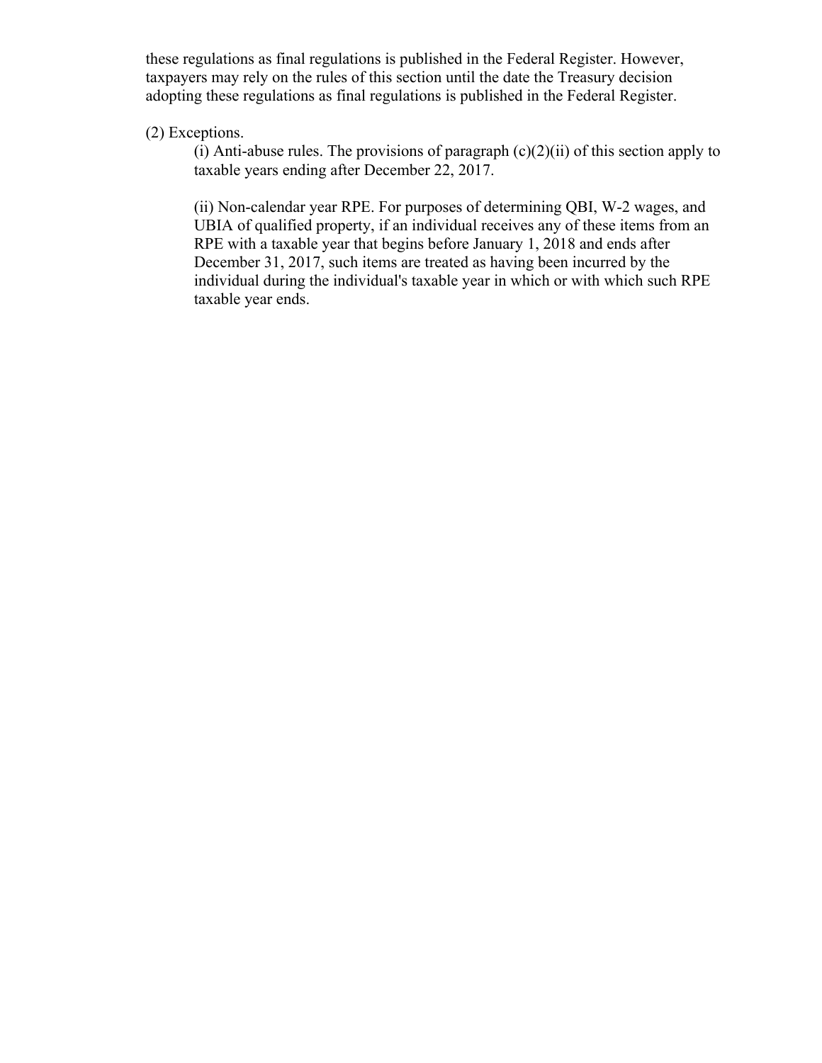these regulations as final regulations is published in the Federal Register. However, taxpayers may rely on the rules of this section until the date the Treasury decision adopting these regulations as final regulations is published in the Federal Register.

(2) Exceptions.

(i) Anti-abuse rules. The provisions of paragraph (c)(2)(ii) of this section apply to taxable years ending after December 22, 2017.

(ii) Non-calendar year RPE. For purposes of determining QBI, W-2 wages, and UBIA of qualified property, if an individual receives any of these items from an RPE with a taxable year that begins before January 1, 2018 and ends after December 31, 2017, such items are treated as having been incurred by the individual during the individual's taxable year in which or with which such RPE taxable year ends.